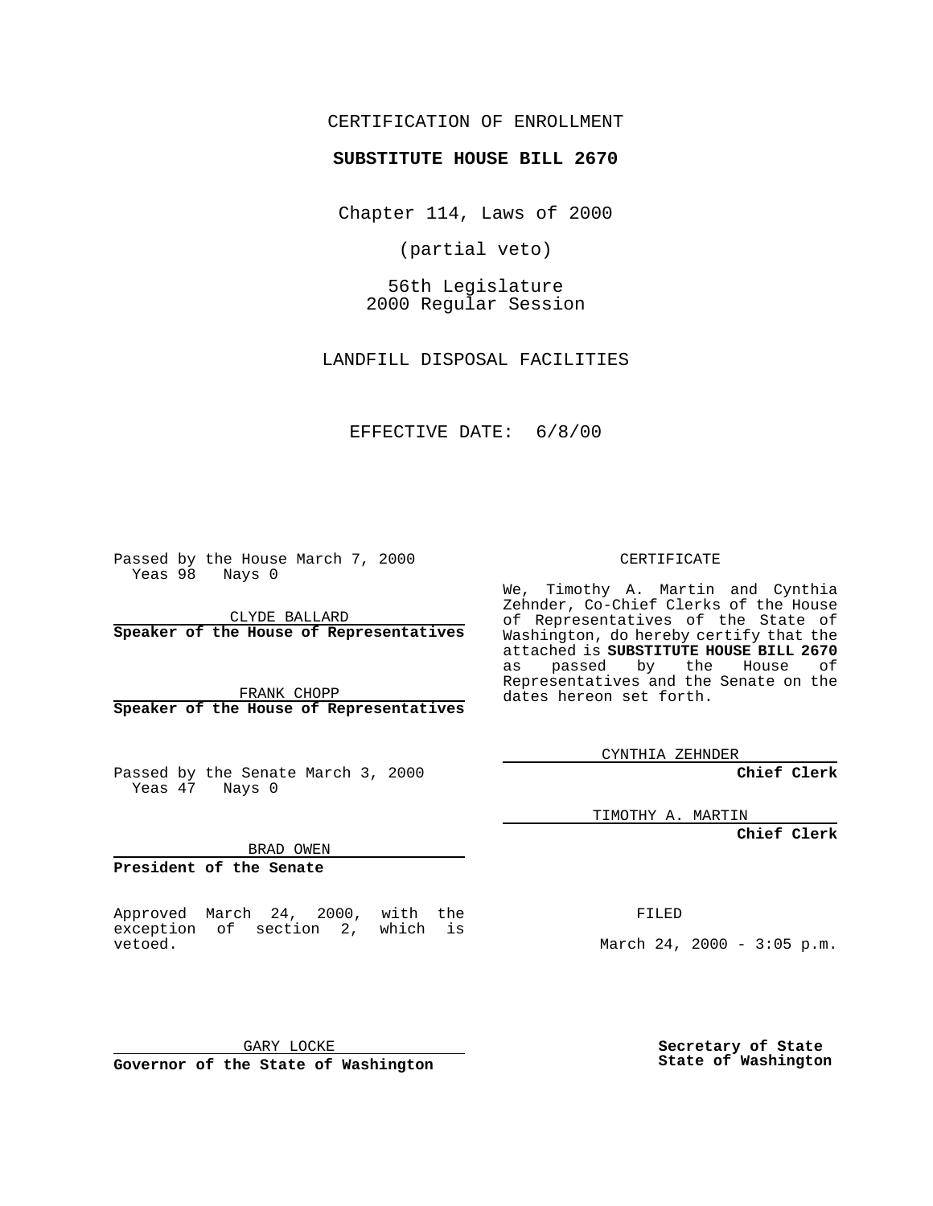CERTIFICATION OF ENROLLMENT

**SUBSTITUTE HOUSE BILL 2670**

Chapter 114, Laws of 2000

(partial veto)

56th Legislature
2000 Regular Session

LANDFILL DISPOSAL FACILITIES

EFFECTIVE DATE: 6/8/00

Passed by the House March 7, 2000
Yeas 98 Nays 0

CLYDE BALLARD
**Speaker of the House of Representatives**

FRANK CHOPP
**Speaker of the House of Representatives**

Passed by the Senate March 3, 2000
Yeas 47 Nays 0

BRAD OWEN
**President of the Senate**

Approved March 24, 2000, with the exception of section 2, which is vetoed.

GARY LOCKE
**Governor of the State of Washington**

CERTIFICATE

We, Timothy A. Martin and Cynthia Zehnder, Co-Chief Clerks of the House of Representatives of the State of Washington, do hereby certify that the attached is **SUBSTITUTE HOUSE BILL 2670** as passed by the House of Representatives and the Senate on the dates hereon set forth.

CYNTHIA ZEHNDER
**Chief Clerk**

TIMOTHY A. MARTIN
**Chief Clerk**

FILED

March 24, 2000 - 3:05 p.m.

**Secretary of State**
**State of Washington**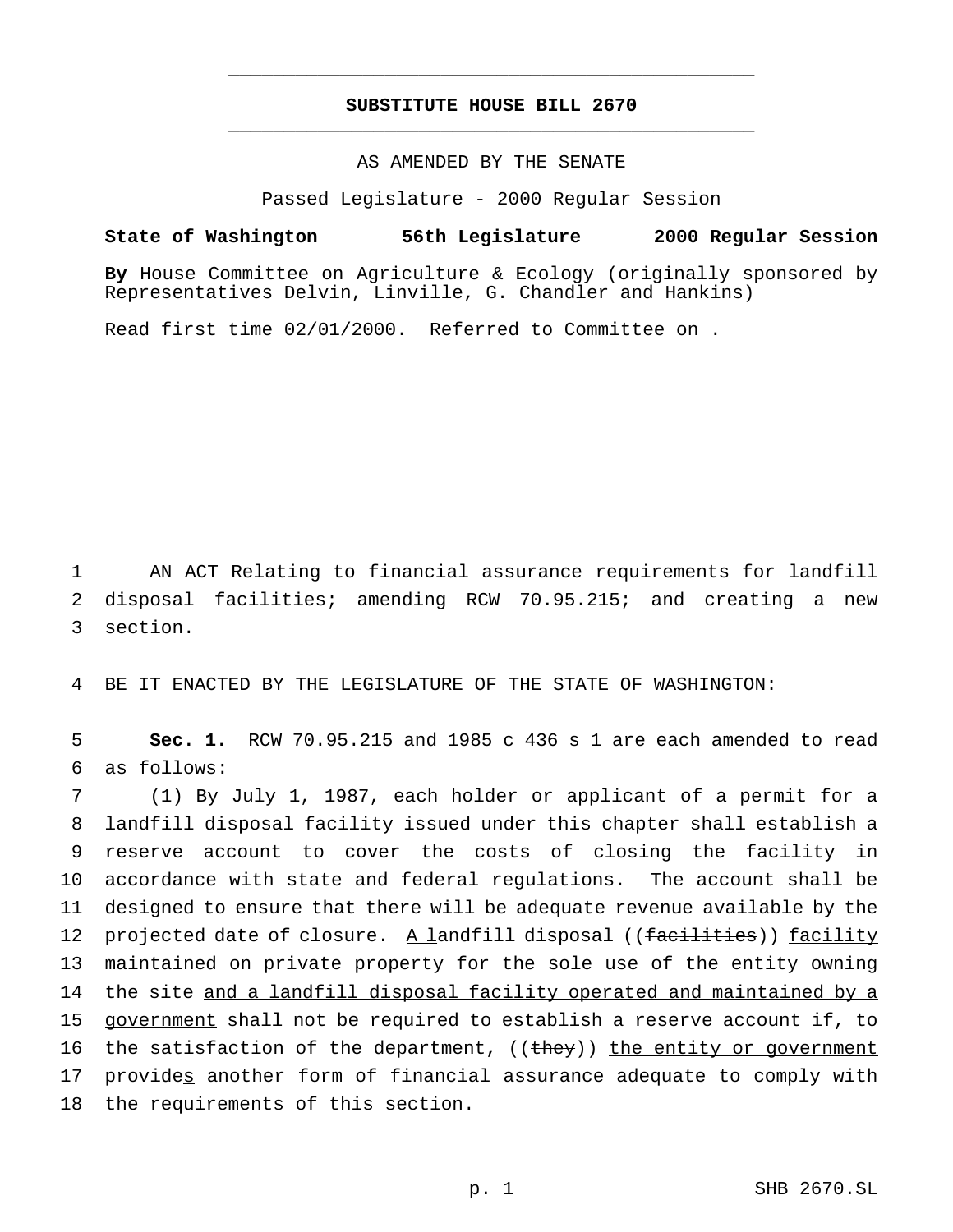**SUBSTITUTE HOUSE BILL 2670**

AS AMENDED BY THE SENATE

Passed Legislature - 2000 Regular Session

**State of Washington 56th Legislature 2000 Regular Session**

**By** House Committee on Agriculture & Ecology (originally sponsored by Representatives Delvin, Linville, G. Chandler and Hankins)

Read first time 02/01/2000. Referred to Committee on .

AN ACT Relating to financial assurance requirements for landfill disposal facilities; amending RCW 70.95.215; and creating a new section.

BE IT ENACTED BY THE LEGISLATURE OF THE STATE OF WASHINGTON:

**Sec. 1.** RCW 70.95.215 and 1985 c 436 s 1 are each amended to read as follows:

(1) By July 1, 1987, each holder or applicant of a permit for a landfill disposal facility issued under this chapter shall establish a reserve account to cover the costs of closing the facility in accordance with state and federal regulations. The account shall be designed to ensure that there will be adequate revenue available by the projected date of closure. <u>A l</u>andfill disposal ((~~facilities~~)) <u>facility</u> maintained on private property for the sole use of the entity owning the site <u>and a landfill disposal facility operated and maintained by a government</u> shall not be required to establish a reserve account if, to the satisfaction of the department, ((~~they~~)) <u>the entity or government</u> provide<u>s</u> another form of financial assurance adequate to comply with the requirements of this section.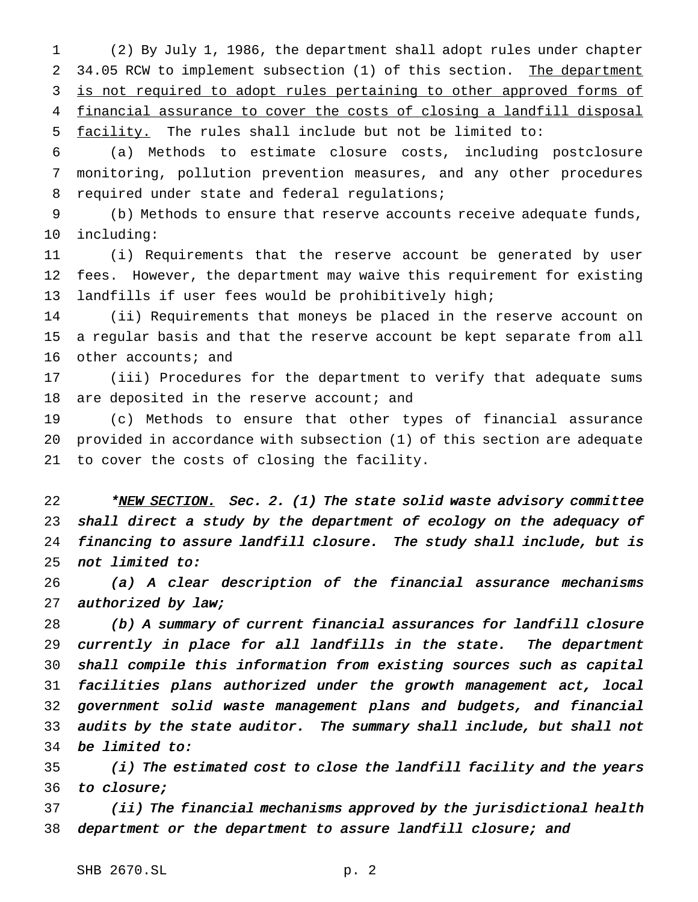(2) By July 1, 1986, the department shall adopt rules under chapter 34.05 RCW to implement subsection (1) of this section. <u>The department is not required to adopt rules pertaining to other approved forms of financial assurance to cover the costs of closing a landfill disposal facility.</u> The rules shall include but not be limited to:

(a) Methods to estimate closure costs, including postclosure monitoring, pollution prevention measures, and any other procedures required under state and federal regulations;

(b) Methods to ensure that reserve accounts receive adequate funds, including:

(i) Requirements that the reserve account be generated by user fees. However, the department may waive this requirement for existing landfills if user fees would be prohibitively high;

(ii) Requirements that moneys be placed in the reserve account on a regular basis and that the reserve account be kept separate from all other accounts; and

(iii) Procedures for the department to verify that adequate sums are deposited in the reserve account; and

(c) Methods to ensure that other types of financial assurance provided in accordance with subsection (1) of this section are adequate to cover the costs of closing the facility.

*\*<u>NEW SECTION.</u> Sec. 2. (1) The state solid waste advisory committee shall direct a study by the department of ecology on the adequacy of financing to assure landfill closure. The study shall include, but is not limited to:*

*(a) A clear description of the financial assurance mechanisms authorized by law;*

*(b) A summary of current financial assurances for landfill closure currently in place for all landfills in the state. The department shall compile this information from existing sources such as capital facilities plans authorized under the growth management act, local government solid waste management plans and budgets, and financial audits by the state auditor. The summary shall include, but shall not be limited to:*

*(i) The estimated cost to close the landfill facility and the years to closure;*

*(ii) The financial mechanisms approved by the jurisdictional health department or the department to assure landfill closure; and*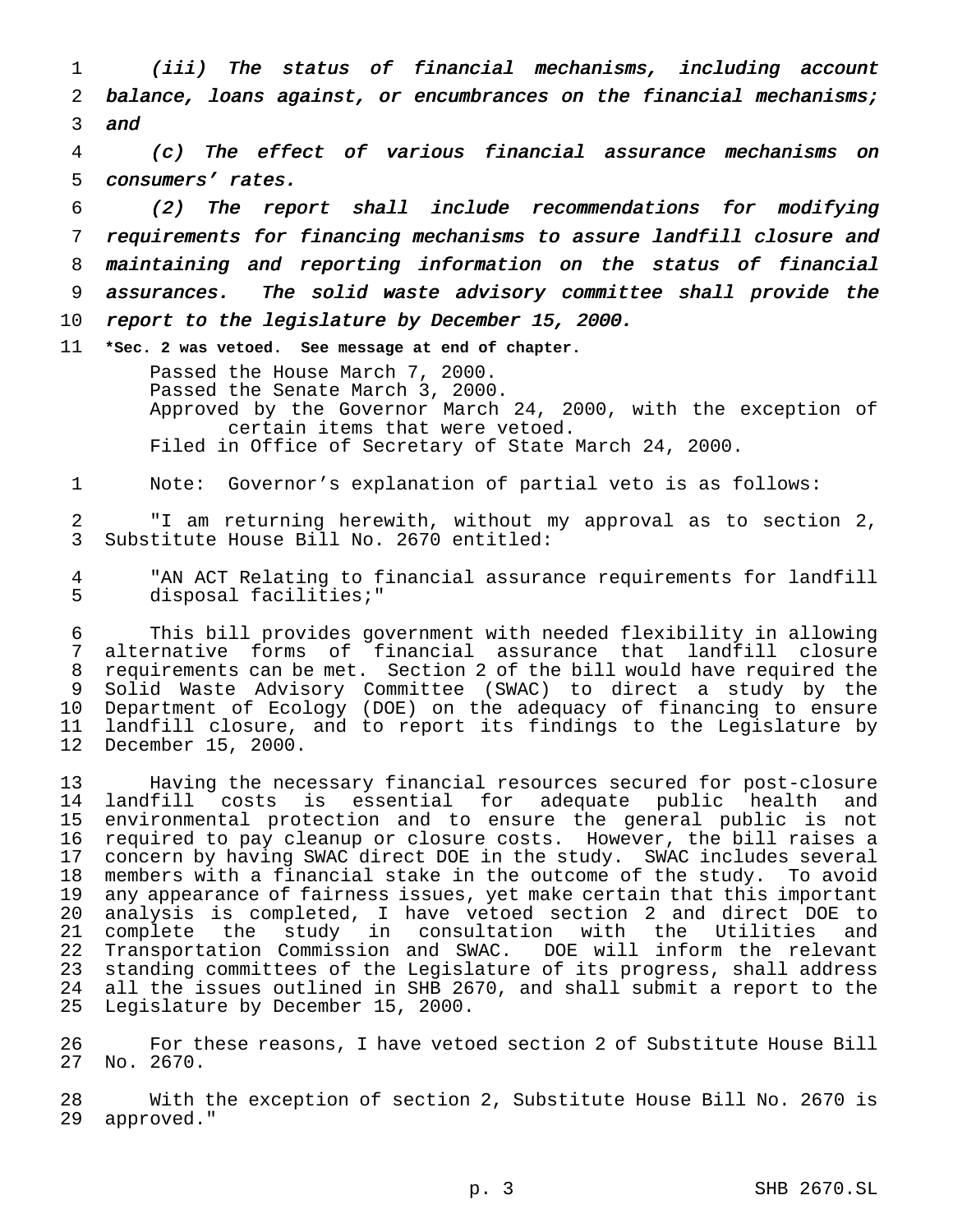*(iii) The status of financial mechanisms, including account balance, loans against, or encumbrances on the financial mechanisms; and*

*(c) The effect of various financial assurance mechanisms on consumers' rates.*

*(2) The report shall include recommendations for modifying requirements for financing mechanisms to assure landfill closure and maintaining and reporting information on the status of financial assurances. The solid waste advisory committee shall provide the report to the legislature by December 15, 2000.*

**\*Sec. 2 was vetoed. See message at end of chapter.**

Passed the House March 7, 2000.
Passed the Senate March 3, 2000.
Approved by the Governor March 24, 2000, with the exception of certain items that were vetoed.
Filed in Office of Secretary of State March 24, 2000.

Note: Governor's explanation of partial veto is as follows:

"I am returning herewith, without my approval as to section 2, Substitute House Bill No. 2670 entitled:

"AN ACT Relating to financial assurance requirements for landfill disposal facilities;"

This bill provides government with needed flexibility in allowing alternative forms of financial assurance that landfill closure requirements can be met. Section 2 of the bill would have required the Solid Waste Advisory Committee (SWAC) to direct a study by the Department of Ecology (DOE) on the adequacy of financing to ensure landfill closure, and to report its findings to the Legislature by December 15, 2000.

Having the necessary financial resources secured for post-closure landfill costs is essential for adequate public health and environmental protection and to ensure the general public is not required to pay cleanup or closure costs. However, the bill raises a concern by having SWAC direct DOE in the study. SWAC includes several members with a financial stake in the outcome of the study. To avoid any appearance of fairness issues, yet make certain that this important analysis is completed, I have vetoed section 2 and direct DOE to complete the study in consultation with the Utilities and Transportation Commission and SWAC. DOE will inform the relevant standing committees of the Legislature of its progress, shall address all the issues outlined in SHB 2670, and shall submit a report to the Legislature by December 15, 2000.

For these reasons, I have vetoed section 2 of Substitute House Bill No. 2670.

With the exception of section 2, Substitute House Bill No. 2670 is approved."